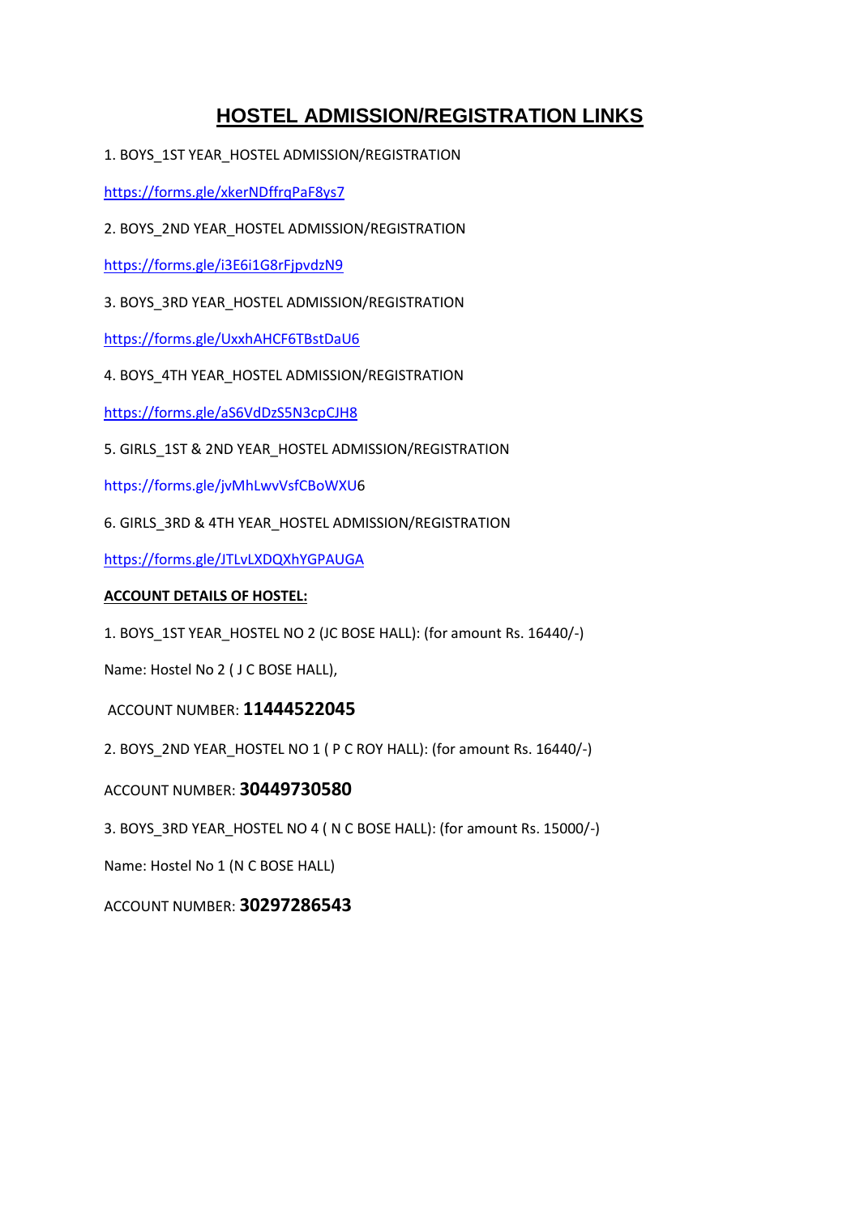# HOSTEL ADMISSION/REGISTRATION LINKS

1. BOYS_1ST YEAR_HOSTEL ADMISSION/REGISTRATION

https://forms.gle/xkerNDffrqPaF8ys7

2. BOYS_2ND YEAR_HOSTEL ADMISSION/REGISTRATION

https://forms.gle/i3E6i1G8rFjpvdzN9

3. BOYS_3RD YEAR_HOSTEL ADMISSION/REGISTRATION

https://forms.gle/UxxhAHCF6TBstDaU6

4. BOYS_4TH YEAR_HOSTEL ADMISSION/REGISTRATION

https://forms.gle/aS6VdDzS5N3cpCJH8

5. GIRLS_1ST & 2ND YEAR_HOSTEL ADMISSION/REGISTRATION

https://forms.gle/jvMhLwvVsfCBoWXU6

6. GIRLS_3RD & 4TH YEAR_HOSTEL ADMISSION/REGISTRATION

https://forms.gle/JTLvLXDQXhYGPAUGA

**ACCOUNT DETAILS OF HOSTEL:**

1. BOYS_1ST YEAR_HOSTEL NO 2 (JC BOSE HALL): (for amount Rs. 16440/-)

Name: Hostel No 2 ( J C BOSE HALL),

ACCOUNT NUMBER: **11444522045**

2. BOYS_2ND YEAR_HOSTEL NO 1 ( P C ROY HALL): (for amount Rs. 16440/-)

ACCOUNT NUMBER: **30449730580**

3. BOYS_3RD YEAR_HOSTEL NO 4 ( N C BOSE HALL): (for amount Rs. 15000/-)

Name: Hostel No 1 (N C BOSE HALL)

ACCOUNT NUMBER: **30297286543**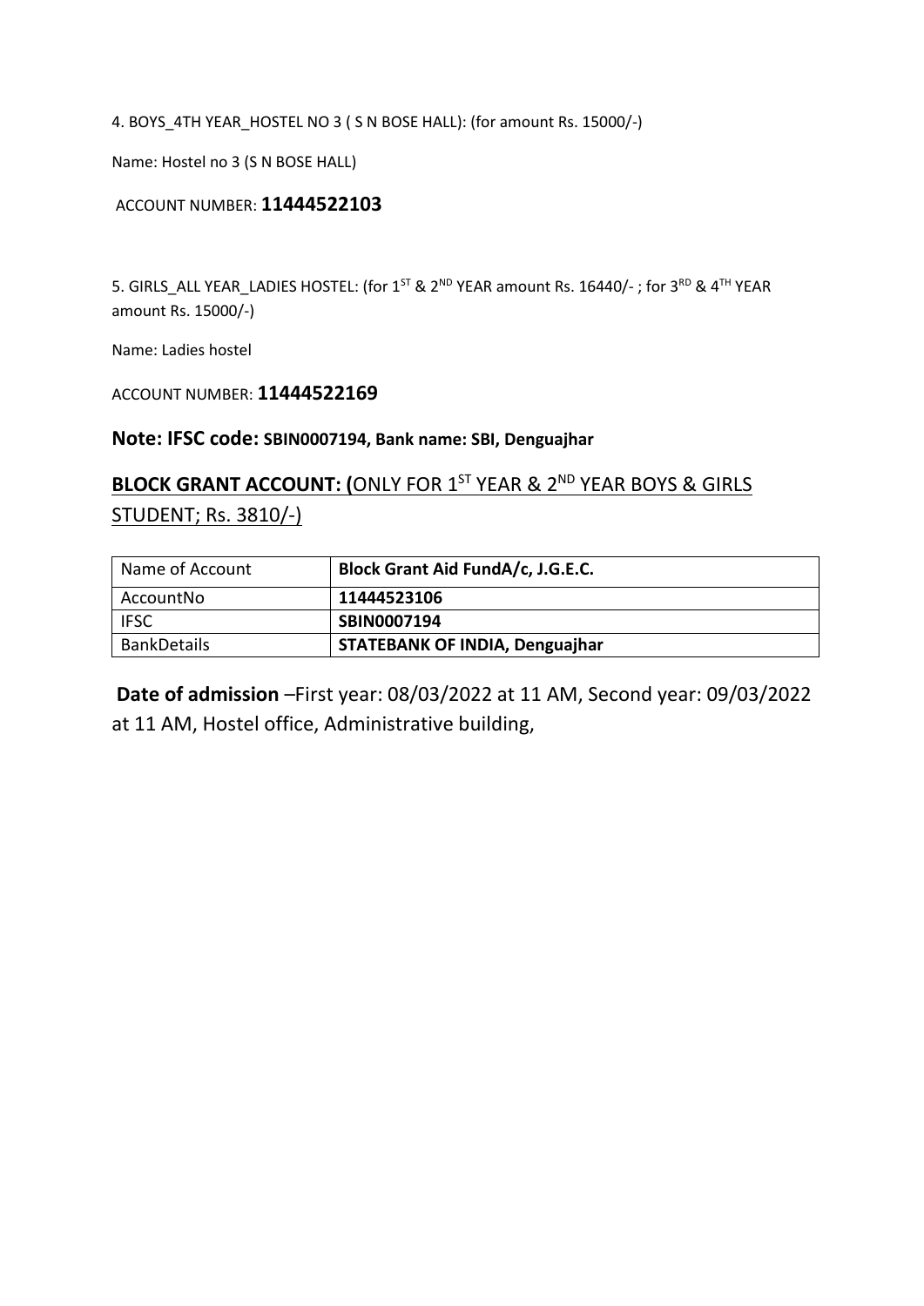4. BOYS_4TH YEAR_HOSTEL NO 3 ( S N BOSE HALL): (for amount Rs. 15000/-)

Name: Hostel no 3 (S N BOSE HALL)

ACCOUNT NUMBER: **11444522103**

5. GIRLS_ALL YEAR_LADIES HOSTEL: (for 1ST & 2ND YEAR amount Rs. 16440/- ; for 3RD & 4TH YEAR amount Rs. 15000/-)

Name: Ladies hostel

ACCOUNT NUMBER: **11444522169**

**Note: IFSC code: SBIN0007194, Bank name: SBI, Denguajhar**

**BLOCK GRANT ACCOUNT: (**ONLY FOR 1ST YEAR & 2ND YEAR BOYS & GIRLS STUDENT; Rs. 3810/-)

| | |
|---|---|
| Name of Account | **Block Grant Aid FundA/c, J.G.E.C.** |
| AccountNo | **11444523106** |
| IFSC | **SBIN0007194** |
| BankDetails | **STATEBANK OF INDIA, Denguajhar** |

**Date of admission** –First year: 08/03/2022 at 11 AM, Second year: 09/03/2022 at 11 AM, Hostel office, Administrative building,